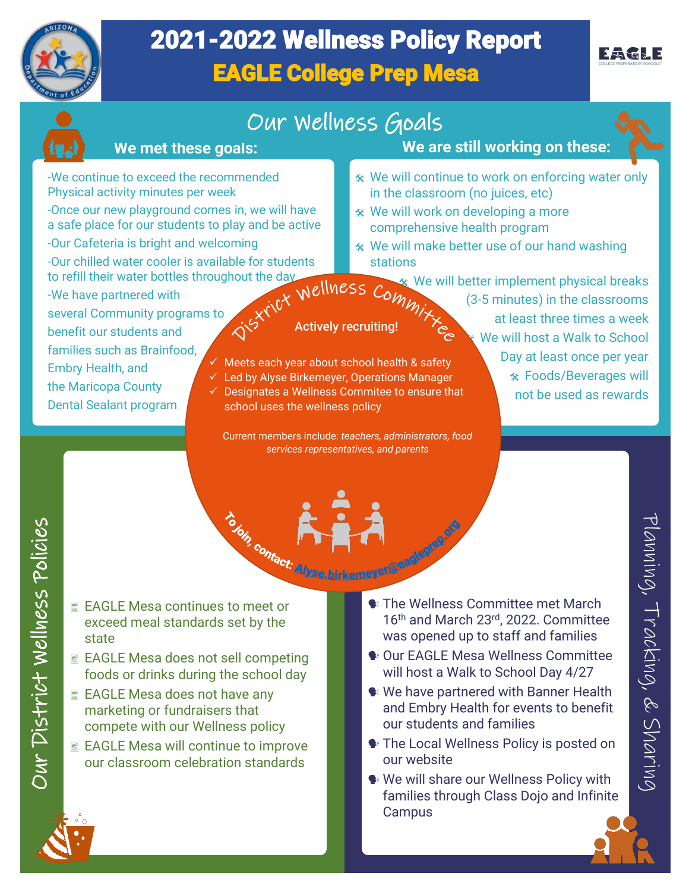# 2021-2022 Wellness Policy Report

## EAGLE College Prep Mesa

## Our Wellness Goals

### We met these goals:

-We continue to exceed the recommended Physical activity minutes per week

-Once our new playground comes in, we will have a safe place for our students to play and be active

-Our Cafeteria is bright and welcoming

-Our chilled water cooler is available for students to refill their water bottles throughout the day

-We have partnered with several Community programs to benefit our students and families such as Brainfood, Embry Health, and the Maricopa County Dental Sealant program

### We are still working on these:

- We will continue to work on enforcing water only in the classroom (no juices, etc)
- We will work on developing a more comprehensive health program
- We will make better use of our hand washing stations
- We will better implement physical breaks (3-5 minutes) in the classrooms at least three times a week
- We will host a Walk to School Day at least once per year
- Foods/Beverages will not be used as rewards

## District Wellness Committee

**Actively recruiting!**

- ✓ Meets each year about school health & safety
- ✓ Led by Alyse Birkemeyer, Operations Manager
- ✓ Designates a Wellness Commitee to ensure that school uses the wellness policy

Current members include: *teachers, administrators, food services representatives, and parents*

**To join, contact:** Alyse.birkemeyer@eagleprep.org

## Our District Wellness Policies

- EAGLE Mesa continues to meet or exceed meal standards set by the state
- EAGLE Mesa does not sell competing foods or drinks during the school day
- EAGLE Mesa does not have any marketing or fundraisers that compete with our Wellness policy
- EAGLE Mesa will continue to improve our classroom celebration standards

## Planning, Tracking, & Sharing

- The Wellness Committee met March 16th and March 23rd, 2022. Committee was opened up to staff and families
- Our EAGLE Mesa Wellness Committee will host a Walk to School Day 4/27
- We have partnered with Banner Health and Embry Health for events to benefit our students and families
- The Local Wellness Policy is posted on our website
- We will share our Wellness Policy with families through Class Dojo and Infinite Campus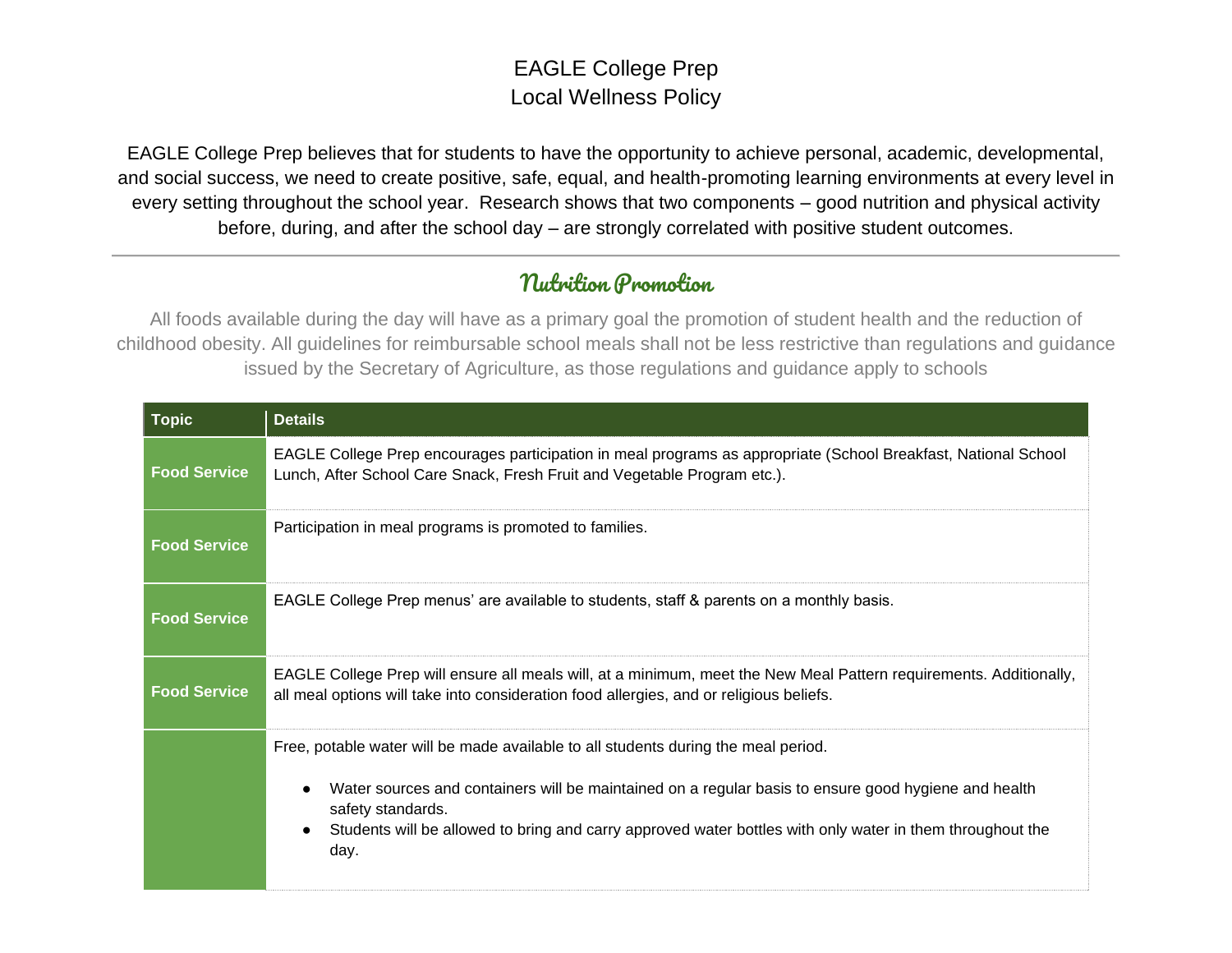# EAGLE College Prep
# Local Wellness Policy

EAGLE College Prep believes that for students to have the opportunity to achieve personal, academic, developmental, and social success, we need to create positive, safe, equal, and health-promoting learning environments at every level in every setting throughout the school year. Research shows that two components – good nutrition and physical activity before, during, and after the school day – are strongly correlated with positive student outcomes.

---

## Nutrition Promotion

All foods available during the day will have as a primary goal the promotion of student health and the reduction of childhood obesity. All guidelines for reimbursable school meals shall not be less restrictive than regulations and guidance issued by the Secretary of Agriculture, as those regulations and guidance apply to schools

| Topic | Details |
|---|---|
| **Food Service** | EAGLE College Prep encourages participation in meal programs as appropriate (School Breakfast, National School Lunch, After School Care Snack, Fresh Fruit and Vegetable Program etc.). |
| **Food Service** | Participation in meal programs is promoted to families. |
| **Food Service** | EAGLE College Prep menus' are available to students, staff & parents on a monthly basis. |
| **Food Service** | EAGLE College Prep will ensure all meals will, at a minimum, meet the New Meal Pattern requirements. Additionally, all meal options will take into consideration food allergies, and or religious beliefs. |
| | Free, potable water will be made available to all students during the meal period. <br>● Water sources and containers will be maintained on a regular basis to ensure good hygiene and health safety standards. <br>● Students will be allowed to bring and carry approved water bottles with only water in them throughout the day. |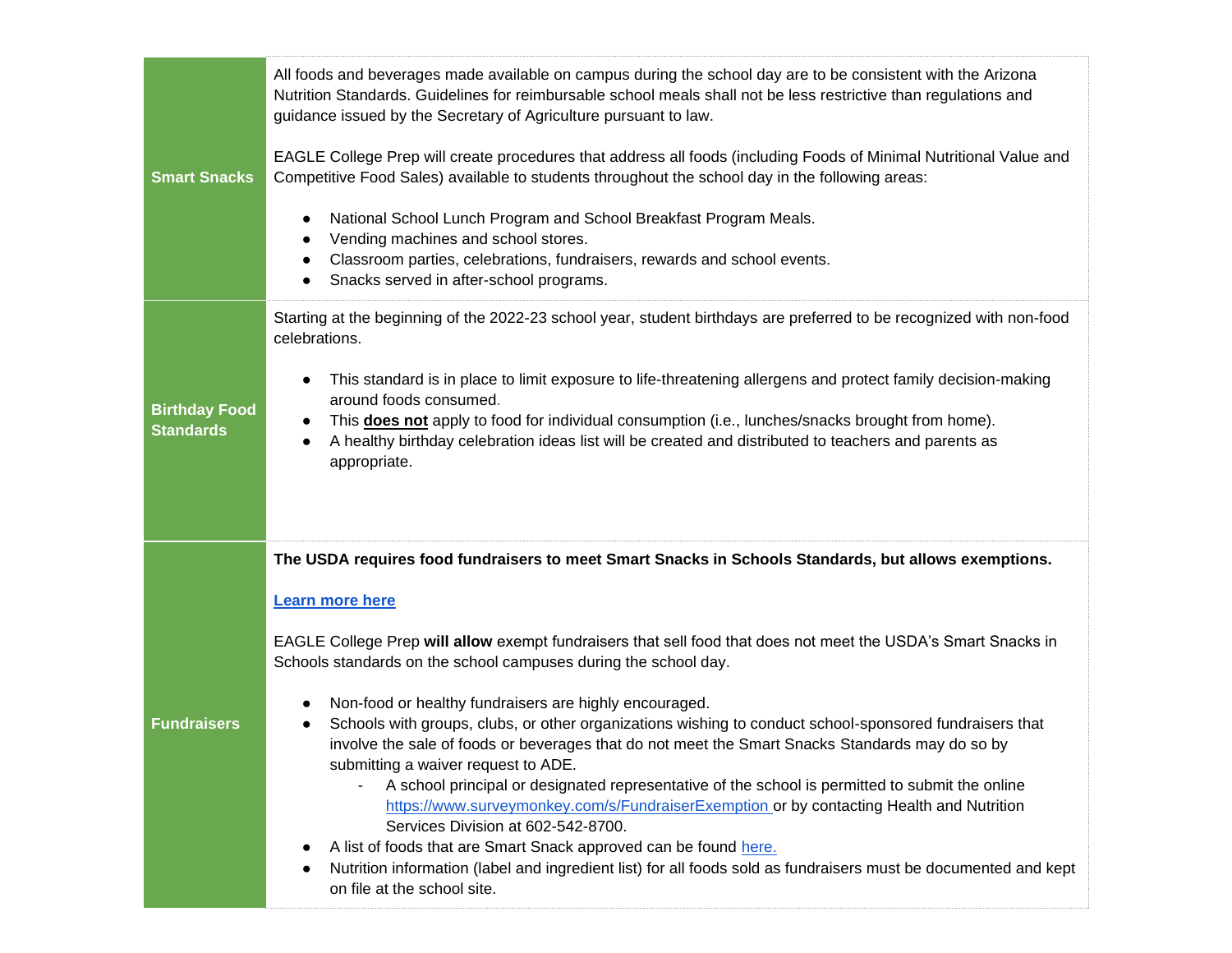| | |
|---|---|
| **Smart Snacks** | All foods and beverages made available on campus during the school day are to be consistent with the Arizona Nutrition Standards. Guidelines for reimbursable school meals shall not be less restrictive than regulations and guidance issued by the Secretary of Agriculture pursuant to law.<br><br>EAGLE College Prep will create procedures that address all foods (including Foods of Minimal Nutritional Value and Competitive Food Sales) available to students throughout the school day in the following areas:<br><br>● National School Lunch Program and School Breakfast Program Meals.<br>● Vending machines and school stores.<br>● Classroom parties, celebrations, fundraisers, rewards and school events.<br>● Snacks served in after-school programs. |
| **Birthday Food Standards** | Starting at the beginning of the 2022-23 school year, student birthdays are preferred to be recognized with non-food celebrations.<br><br>● This standard is in place to limit exposure to life-threatening allergens and protect family decision-making around foods consumed.<br>● This **does not** apply to food for individual consumption (i.e., lunches/snacks brought from home).<br>● A healthy birthday celebration ideas list will be created and distributed to teachers and parents as appropriate. |
| **Fundraisers** | **The USDA requires food fundraisers to meet Smart Snacks in Schools Standards, but allows exemptions.**<br><br>**Learn more here**<br><br>EAGLE College Prep **will allow** exempt fundraisers that sell food that does not meet the USDA's Smart Snacks in Schools standards on the school campuses during the school day.<br><br>● Non-food or healthy fundraisers are highly encouraged.<br>● Schools with groups, clubs, or other organizations wishing to conduct school-sponsored fundraisers that involve the sale of foods or beverages that do not meet the Smart Snacks Standards may do so by submitting a waiver request to ADE.<br>&nbsp;&nbsp;&nbsp;&nbsp;- A school principal or designated representative of the school is permitted to submit the online https://www.surveymonkey.com/s/FundraiserExemption or by contacting Health and Nutrition Services Division at 602-542-8700.<br>● A list of foods that are Smart Snack approved can be found here.<br>● Nutrition information (label and ingredient list) for all foods sold as fundraisers must be documented and kept on file at the school site. |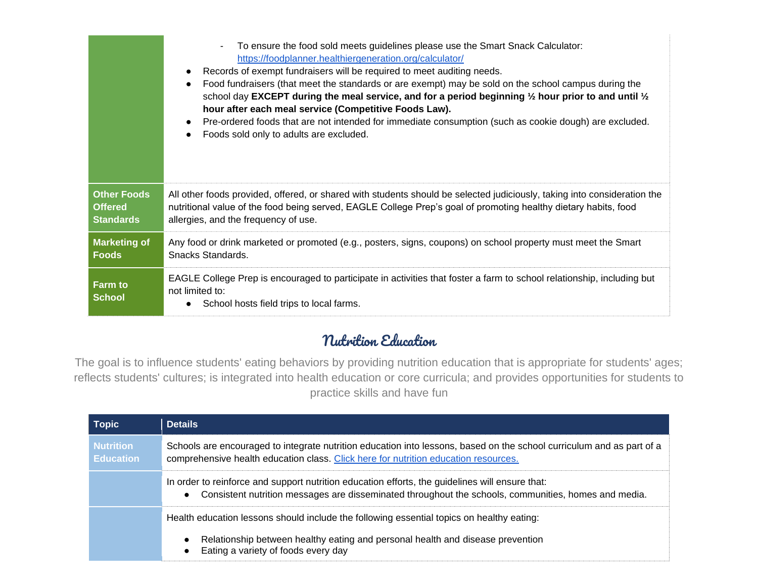| | |
|---|---|
| | - To ensure the food sold meets guidelines please use the Smart Snack Calculator: [https://foodplanner.healthiergeneration.org/calculator/](https://foodplanner.healthiergeneration.org/calculator/)<br>• Records of exempt fundraisers will be required to meet auditing needs.<br>• Food fundraisers (that meet the standards or are exempt) may be sold on the school campus during the school day **EXCEPT during the meal service, and for a period beginning ½ hour prior to and until ½ hour after each meal service (Competitive Foods Law).**<br>• Pre-ordered foods that are not intended for immediate consumption (such as cookie dough) are excluded.<br>• Foods sold only to adults are excluded. |
| **Other Foods Offered Standards** | All other foods provided, offered, or shared with students should be selected judiciously, taking into consideration the nutritional value of the food being served, EAGLE College Prep's goal of promoting healthy dietary habits, food allergies, and the frequency of use. |
| **Marketing of Foods** | Any food or drink marketed or promoted (e.g., posters, signs, coupons) on school property must meet the Smart Snacks Standards. |
| **Farm to School** | EAGLE College Prep is encouraged to participate in activities that foster a farm to school relationship, including but not limited to:<br>• School hosts field trips to local farms. |

## Nutrition Education

The goal is to influence students' eating behaviors by providing nutrition education that is appropriate for students' ages; reflects students' cultures; is integrated into health education or core curricula; and provides opportunities for students to practice skills and have fun

| Topic | Details |
|---|---|
| **Nutrition Education** | Schools are encouraged to integrate nutrition education into lessons, based on the school curriculum and as part of a comprehensive health education class. Click here for nutrition education resources. |
| | In order to reinforce and support nutrition education efforts, the guidelines will ensure that:<br>• Consistent nutrition messages are disseminated throughout the schools, communities, homes and media. |
| | Health education lessons should include the following essential topics on healthy eating:<br>• Relationship between healthy eating and personal health and disease prevention<br>• Eating a variety of foods every day |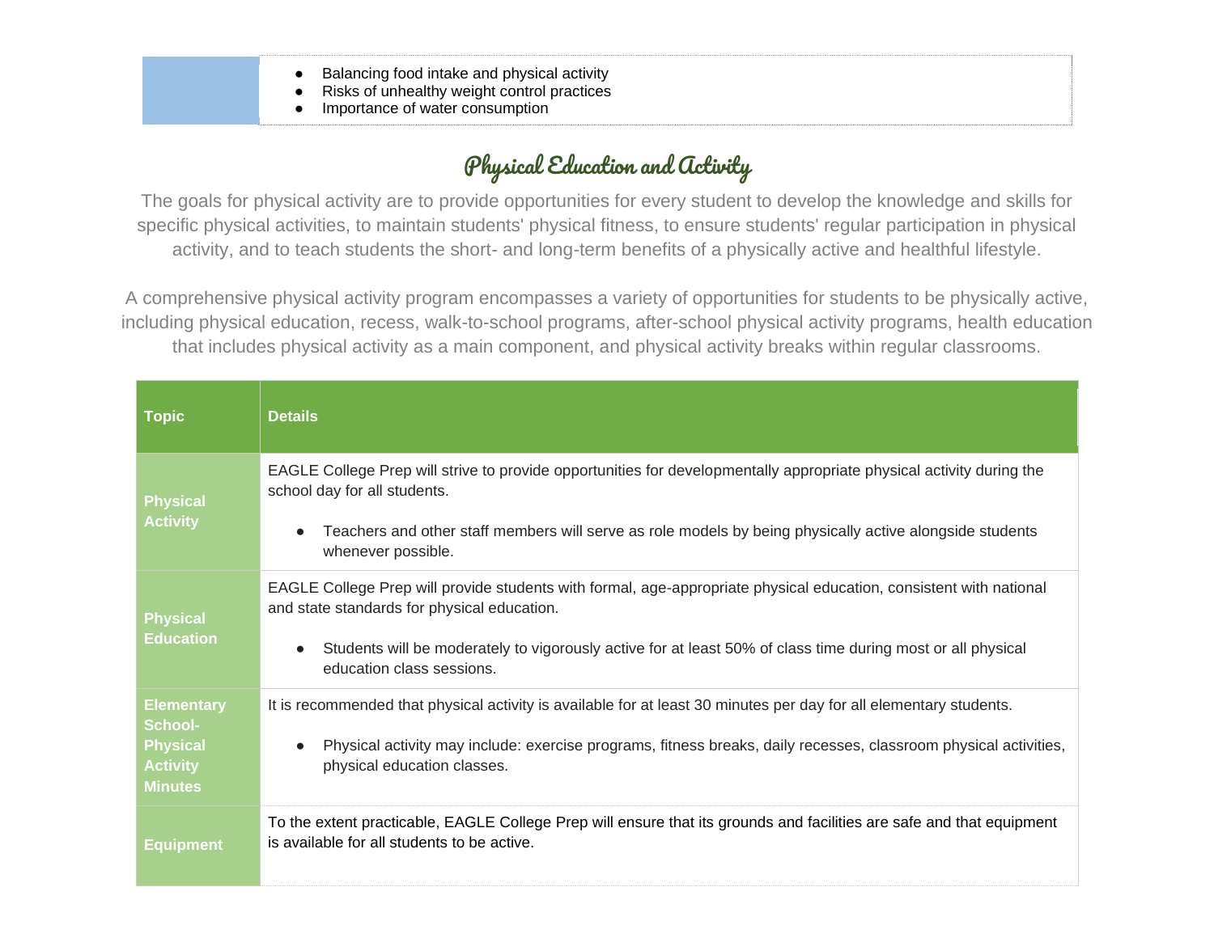| | |
|---|---|
| | • Balancing food intake and physical activity<br>• Risks of unhealthy weight control practices<br>• Importance of water consumption |

## Physical Education and Activity

The goals for physical activity are to provide opportunities for every student to develop the knowledge and skills for specific physical activities, to maintain students' physical fitness, to ensure students' regular participation in physical activity, and to teach students the short- and long-term benefits of a physically active and healthful lifestyle.

A comprehensive physical activity program encompasses a variety of opportunities for students to be physically active, including physical education, recess, walk-to-school programs, after-school physical activity programs, health education that includes physical activity as a main component, and physical activity breaks within regular classrooms.

| Topic | Details |
|---|---|
| **Physical Activity** | EAGLE College Prep will strive to provide opportunities for developmentally appropriate physical activity during the school day for all students.<br><br>• Teachers and other staff members will serve as role models by being physically active alongside students whenever possible. |
| **Physical Education** | EAGLE College Prep will provide students with formal, age-appropriate physical education, consistent with national and state standards for physical education.<br><br>• Students will be moderately to vigorously active for at least 50% of class time during most or all physical education class sessions. |
| **Elementary School- Physical Activity Minutes** | It is recommended that physical activity is available for at least 30 minutes per day for all elementary students.<br><br>• Physical activity may include: exercise programs, fitness breaks, daily recesses, classroom physical activities, physical education classes. |
| **Equipment** | To the extent practicable, EAGLE College Prep will ensure that its grounds and facilities are safe and that equipment is available for all students to be active. |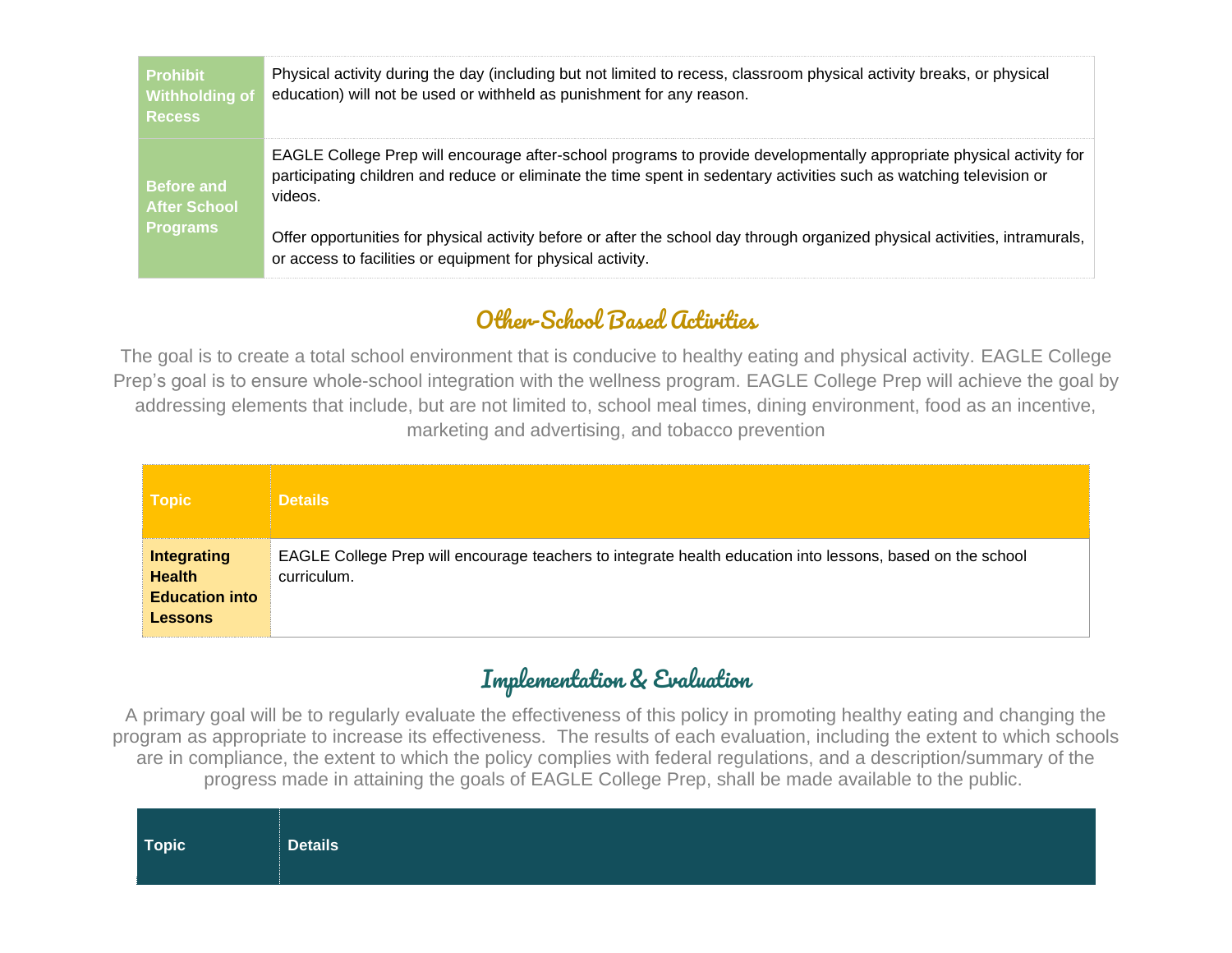| | |
|---|---|
| **Prohibit Withholding of Recess** | Physical activity during the day (including but not limited to recess, classroom physical activity breaks, or physical education) will not be used or withheld as punishment for any reason. |
| **Before and After School Programs** | EAGLE College Prep will encourage after-school programs to provide developmentally appropriate physical activity for participating children and reduce or eliminate the time spent in sedentary activities such as watching television or videos.<br><br>Offer opportunities for physical activity before or after the school day through organized physical activities, intramurals, or access to facilities or equipment for physical activity. |

## Other-School Based Activities

The goal is to create a total school environment that is conducive to healthy eating and physical activity. EAGLE College Prep's goal is to ensure whole-school integration with the wellness program. EAGLE College Prep will achieve the goal by addressing elements that include, but are not limited to, school meal times, dining environment, food as an incentive, marketing and advertising, and tobacco prevention

| Topic | Details |
|---|---|
| **Integrating Health Education into Lessons** | EAGLE College Prep will encourage teachers to integrate health education into lessons, based on the school curriculum. |

## Implementation & Evaluation

A primary goal will be to regularly evaluate the effectiveness of this policy in promoting healthy eating and changing the program as appropriate to increase its effectiveness. The results of each evaluation, including the extent to which schools are in compliance, the extent to which the policy complies with federal regulations, and a description/summary of the progress made in attaining the goals of EAGLE College Prep, shall be made available to the public.

| Topic | Details |
|---|---|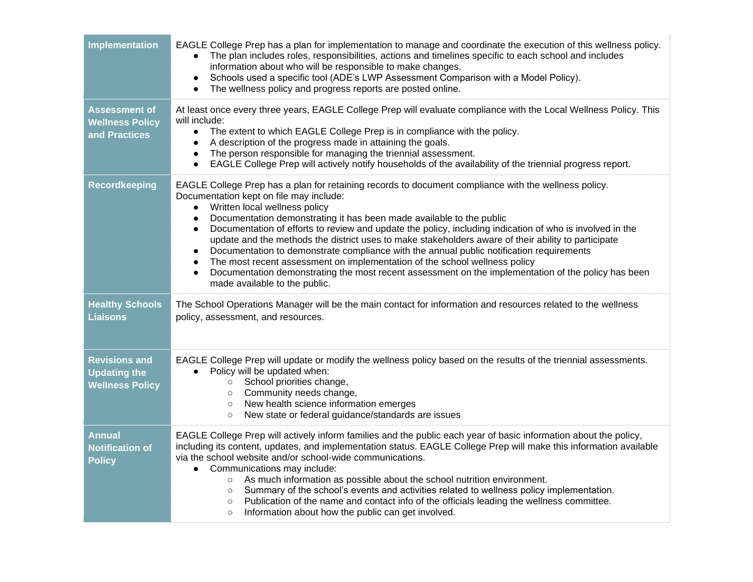| | |
|---|---|
| **Implementation** | EAGLE College Prep has a plan for implementation to manage and coordinate the execution of this wellness policy.<br>• The plan includes roles, responsibilities, actions and timelines specific to each school and includes information about who will be responsible to make changes.<br>• Schools used a specific tool (ADE's LWP Assessment Comparison with a Model Policy).<br>• The wellness policy and progress reports are posted online. |
| **Assessment of Wellness Policy and Practices** | At least once every three years, EAGLE College Prep will evaluate compliance with the Local Wellness Policy. This will include:<br>• The extent to which EAGLE College Prep is in compliance with the policy.<br>• A description of the progress made in attaining the goals.<br>• The person responsible for managing the triennial assessment.<br>• EAGLE College Prep will actively notify households of the availability of the triennial progress report. |
| **Recordkeeping** | EAGLE College Prep has a plan for retaining records to document compliance with the wellness policy. Documentation kept on file may include:<br>• Written local wellness policy<br>• Documentation demonstrating it has been made available to the public<br>• Documentation of efforts to review and update the policy, including indication of who is involved in the update and the methods the district uses to make stakeholders aware of their ability to participate<br>• Documentation to demonstrate compliance with the annual public notification requirements<br>• The most recent assessment on implementation of the school wellness policy<br>• Documentation demonstrating the most recent assessment on the implementation of the policy has been made available to the public. |
| **Healthy Schools Liaisons** | The School Operations Manager will be the main contact for information and resources related to the wellness policy, assessment, and resources. |
| **Revisions and Updating the Wellness Policy** | EAGLE College Prep will update or modify the wellness policy based on the results of the triennial assessments.<br>• Policy will be updated when:<br>  ○ School priorities change,<br>  ○ Community needs change,<br>  ○ New health science information emerges<br>  ○ New state or federal guidance/standards are issues |
| **Annual Notification of Policy** | EAGLE College Prep will actively inform families and the public each year of basic information about the policy, including its content, updates, and implementation status. EAGLE College Prep will make this information available via the school website and/or school-wide communications.<br>• Communications may include:<br>  ○ As much information as possible about the school nutrition environment.<br>  ○ Summary of the school's events and activities related to wellness policy implementation.<br>  ○ Publication of the name and contact info of the officials leading the wellness committee.<br>  ○ Information about how the public can get involved. |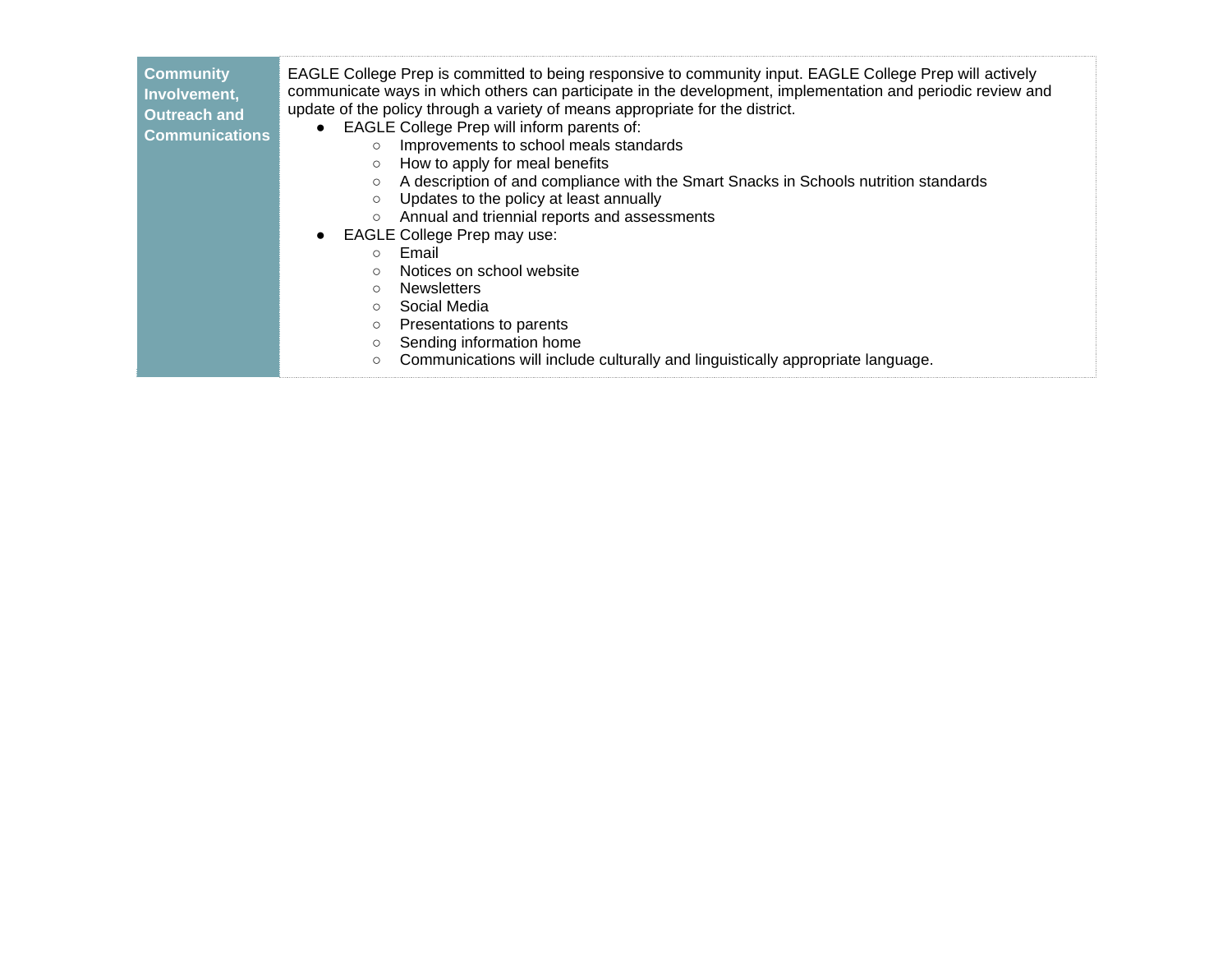| | |
|---|---|
| **Community Involvement, Outreach and Communications** | EAGLE College Prep is committed to being responsive to community input. EAGLE College Prep will actively communicate ways in which others can participate in the development, implementation and periodic review and update of the policy through a variety of means appropriate for the district.<br>● EAGLE College Prep will inform parents of:<br>&nbsp;&nbsp;&nbsp;&nbsp;○ Improvements to school meals standards<br>&nbsp;&nbsp;&nbsp;&nbsp;○ How to apply for meal benefits<br>&nbsp;&nbsp;&nbsp;&nbsp;○ A description of and compliance with the Smart Snacks in Schools nutrition standards<br>&nbsp;&nbsp;&nbsp;&nbsp;○ Updates to the policy at least annually<br>&nbsp;&nbsp;&nbsp;&nbsp;○ Annual and triennial reports and assessments<br>● EAGLE College Prep may use:<br>&nbsp;&nbsp;&nbsp;&nbsp;○ Email<br>&nbsp;&nbsp;&nbsp;&nbsp;○ Notices on school website<br>&nbsp;&nbsp;&nbsp;&nbsp;○ Newsletters<br>&nbsp;&nbsp;&nbsp;&nbsp;○ Social Media<br>&nbsp;&nbsp;&nbsp;&nbsp;○ Presentations to parents<br>&nbsp;&nbsp;&nbsp;&nbsp;○ Sending information home<br>&nbsp;&nbsp;&nbsp;&nbsp;○ Communications will include culturally and linguistically appropriate language. |